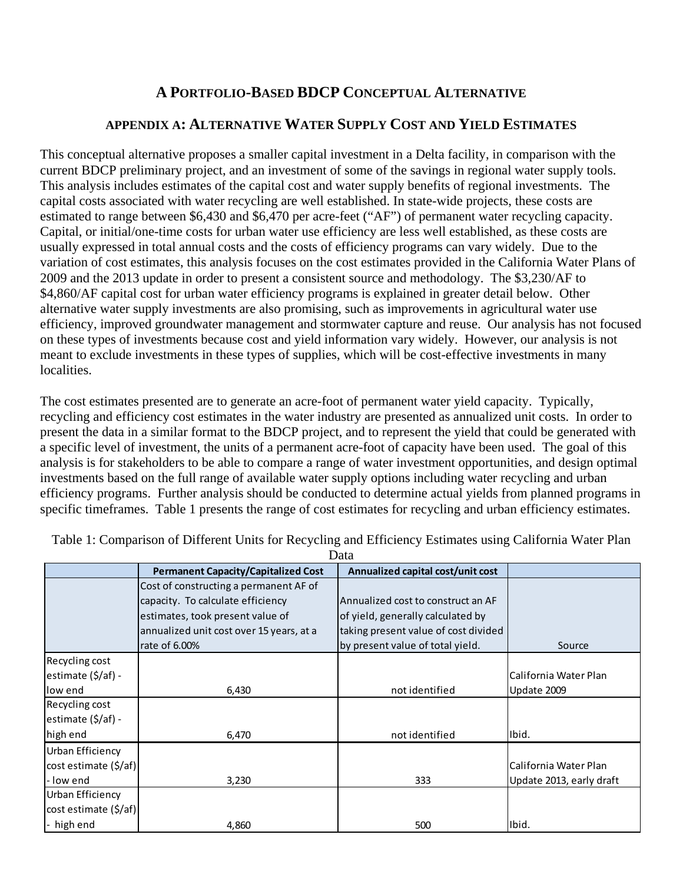# A Portfolio-Based BDCP Conceptual Alternative

## Appendix A: Alternative Water Supply Cost and Yield Estimates

This conceptual alternative proposes a smaller capital investment in a Delta facility, in comparison with the current BDCP preliminary project, and an investment of some of the savings in regional water supply tools. This analysis includes estimates of the capital cost and water supply benefits of regional investments. The capital costs associated with water recycling are well established. In state-wide projects, these costs are estimated to range between $6,430 and $6,470 per acre-feet ("AF") of permanent water recycling capacity. Capital, or initial/one-time costs for urban water use efficiency are less well established, as these costs are usually expressed in total annual costs and the costs of efficiency programs can vary widely. Due to the variation of cost estimates, this analysis focuses on the cost estimates provided in the California Water Plans of 2009 and the 2013 update in order to present a consistent source and methodology. The $3,230/AF to $4,860/AF capital cost for urban water efficiency programs is explained in greater detail below. Other alternative water supply investments are also promising, such as improvements in agricultural water use efficiency, improved groundwater management and stormwater capture and reuse. Our analysis has not focused on these types of investments because cost and yield information vary widely. However, our analysis is not meant to exclude investments in these types of supplies, which will be cost-effective investments in many localities.

The cost estimates presented are to generate an acre-foot of permanent water yield capacity. Typically, recycling and efficiency cost estimates in the water industry are presented as annualized unit costs. In order to present the data in a similar format to the BDCP project, and to represent the yield that could be generated with a specific level of investment, the units of a permanent acre-foot of capacity have been used. The goal of this analysis is for stakeholders to be able to compare a range of water investment opportunities, and design optimal investments based on the full range of available water supply options including water recycling and urban efficiency programs. Further analysis should be conducted to determine actual yields from planned programs in specific timeframes. Table 1 presents the range of cost estimates for recycling and urban efficiency estimates.

Table 1: Comparison of Different Units for Recycling and Efficiency Estimates using California Water Plan Data

| | Permanent Capacity/Capitalized Cost | Annualized capital cost/unit cost | |
|---|---|---|---|
| | Cost of constructing a permanent AF of capacity. To calculate efficiency estimates, took present value of annualized unit cost over 15 years, at a rate of 6.00% | Annualized cost to construct an AF of yield, generally calculated by taking present value of cost divided by present value of total yield. | Source |
| Recycling cost estimate ($/af) - low end | 6,430 | not identified | California Water Plan Update 2009 |
| Recycling cost estimate ($/af) - high end | 6,470 | not identified | Ibid. |
| Urban Efficiency cost estimate ($/af) - low end | 3,230 | 333 | California Water Plan Update 2013, early draft |
| Urban Efficiency cost estimate ($/af) - high end | 4,860 | 500 | Ibid. |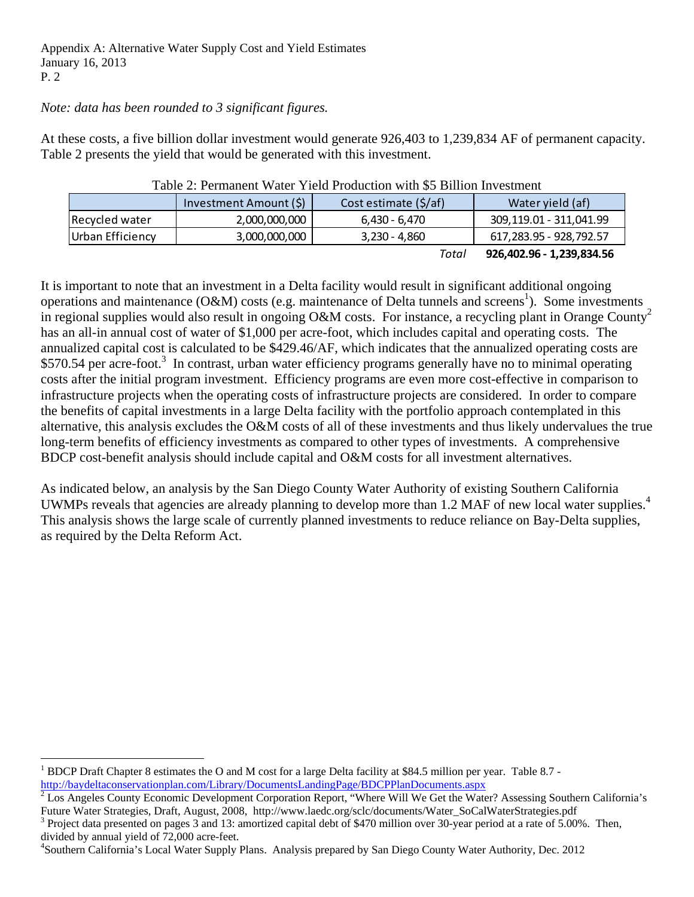*Note: data has been rounded to 3 significant figures.*

At these costs, a five billion dollar investment would generate 926,403 to 1,239,834 AF of permanent capacity. Table 2 presents the yield that would be generated with this investment.

Table 2: Permanent Water Yield Production with $5 Billion Investment

| | Investment Amount ($) | Cost estimate ($/af) | Water yield (af) |
|---|---|---|---|
| Recycled water | 2,000,000,000 | 6,430 - 6,470 | 309,119.01 - 311,041.99 |
| Urban Efficiency | 3,000,000,000 | 3,230 - 4,860 | 617,283.95 - 928,792.57 |
| | | *Total* | **926,402.96 - 1,239,834.56** |

It is important to note that an investment in a Delta facility would result in significant additional ongoing operations and maintenance (O&M) costs (e.g. maintenance of Delta tunnels and screens[1]). Some investments in regional supplies would also result in ongoing O&M costs. For instance, a recycling plant in Orange County[2] has an all-in annual cost of water of $1,000 per acre-foot, which includes capital and operating costs. The annualized capital cost is calculated to be $429.46/AF, which indicates that the annualized operating costs are $570.54 per acre-foot.[3] In contrast, urban water efficiency programs generally have no to minimal operating costs after the initial program investment. Efficiency programs are even more cost-effective in comparison to infrastructure projects when the operating costs of infrastructure projects are considered. In order to compare the benefits of capital investments in a large Delta facility with the portfolio approach contemplated in this alternative, this analysis excludes the O&M costs of all of these investments and thus likely undervalues the true long-term benefits of efficiency investments as compared to other types of investments. A comprehensive BDCP cost-benefit analysis should include capital and O&M costs for all investment alternatives.

As indicated below, an analysis by the San Diego County Water Authority of existing Southern California UWMPs reveals that agencies are already planning to develop more than 1.2 MAF of new local water supplies.[4] This analysis shows the large scale of currently planned investments to reduce reliance on Bay-Delta supplies, as required by the Delta Reform Act.

---

[1] BDCP Draft Chapter 8 estimates the O and M cost for a large Delta facility at $84.5 million per year. Table 8.7 - http://baydeltaconservationplan.com/Library/DocumentsLandingPage/BDCPPlanDocuments.aspx

[2] Los Angeles County Economic Development Corporation Report, "Where Will We Get the Water? Assessing Southern California's Future Water Strategies, Draft, August, 2008, http://www.laedc.org/sclc/documents/Water_SoCalWaterStrategies.pdf

[3] Project data presented on pages 3 and 13: amortized capital debt of $470 million over 30-year period at a rate of 5.00%. Then, divided by annual yield of 72,000 acre-feet.

[4] Southern California's Local Water Supply Plans. Analysis prepared by San Diego County Water Authority, Dec. 2012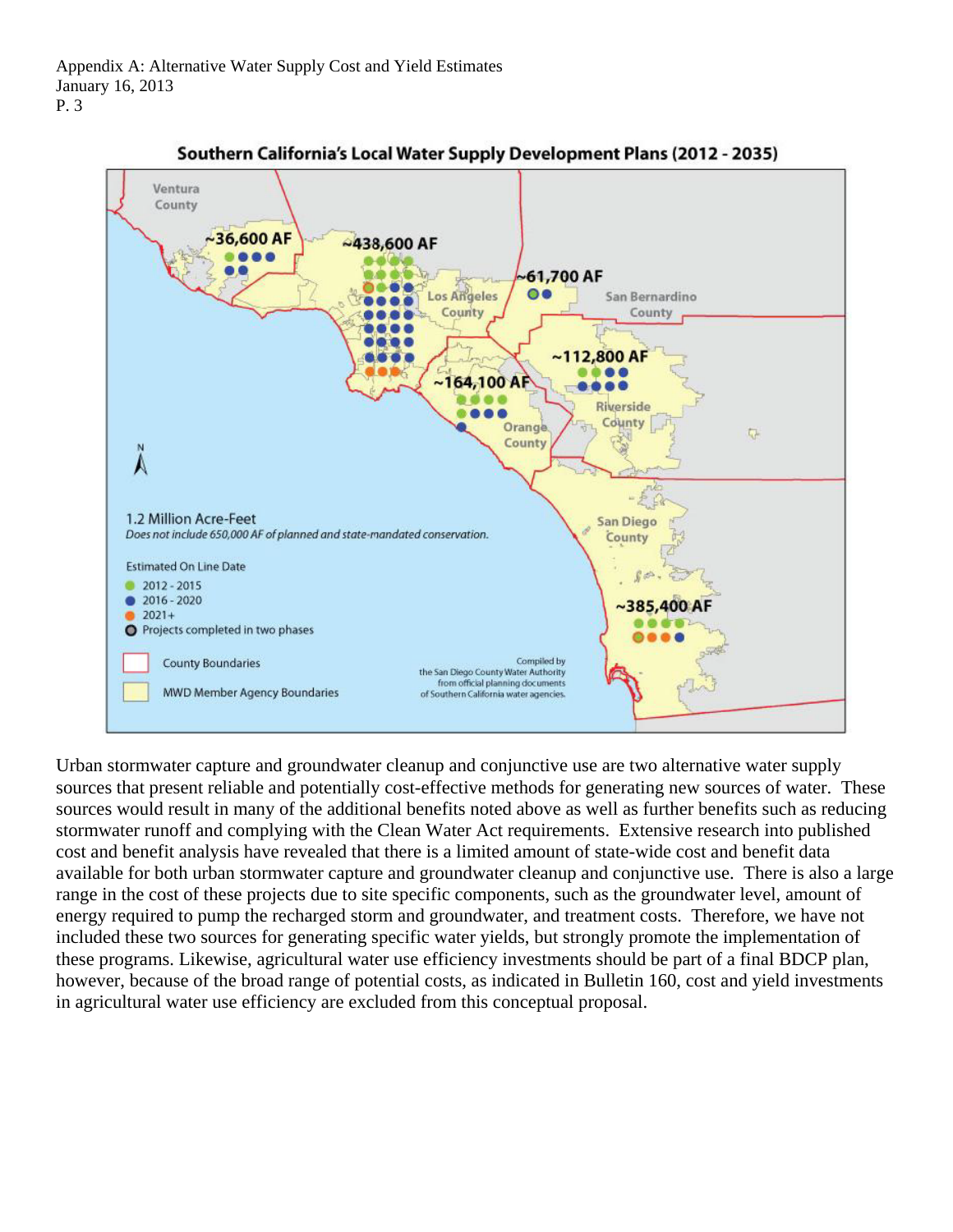## Southern California's Local Water Supply Development Plans (2012 - 2035)

~36,600 AF

~438,600 AF

~61,700 AF

~112,800 AF

~164,100 AF

~385,400 AF

Ventura County

Los Angeles County

San Bernardino County

Riverside County

Orange County

San Diego County

1.2 Million Acre-Feet

*Does not include 650,000 AF of planned and state-mandated conservation.*

Estimated On Line Date

- 2012 - 2015
- 2016 - 2020
- 2021+
- Projects completed in two phases

County Boundaries

MWD Member Agency Boundaries

Compiled by the San Diego County Water Authority from official planning documents of Southern California water agencies.

Urban stormwater capture and groundwater cleanup and conjunctive use are two alternative water supply sources that present reliable and potentially cost-effective methods for generating new sources of water. These sources would result in many of the additional benefits noted above as well as further benefits such as reducing stormwater runoff and complying with the Clean Water Act requirements. Extensive research into published cost and benefit analysis have revealed that there is a limited amount of state-wide cost and benefit data available for both urban stormwater capture and groundwater cleanup and conjunctive use. There is also a large range in the cost of these projects due to site specific components, such as the groundwater level, amount of energy required to pump the recharged storm and groundwater, and treatment costs. Therefore, we have not included these two sources for generating specific water yields, but strongly promote the implementation of these programs. Likewise, agricultural water use efficiency investments should be part of a final BDCP plan, however, because of the broad range of potential costs, as indicated in Bulletin 160, cost and yield investments in agricultural water use efficiency are excluded from this conceptual proposal.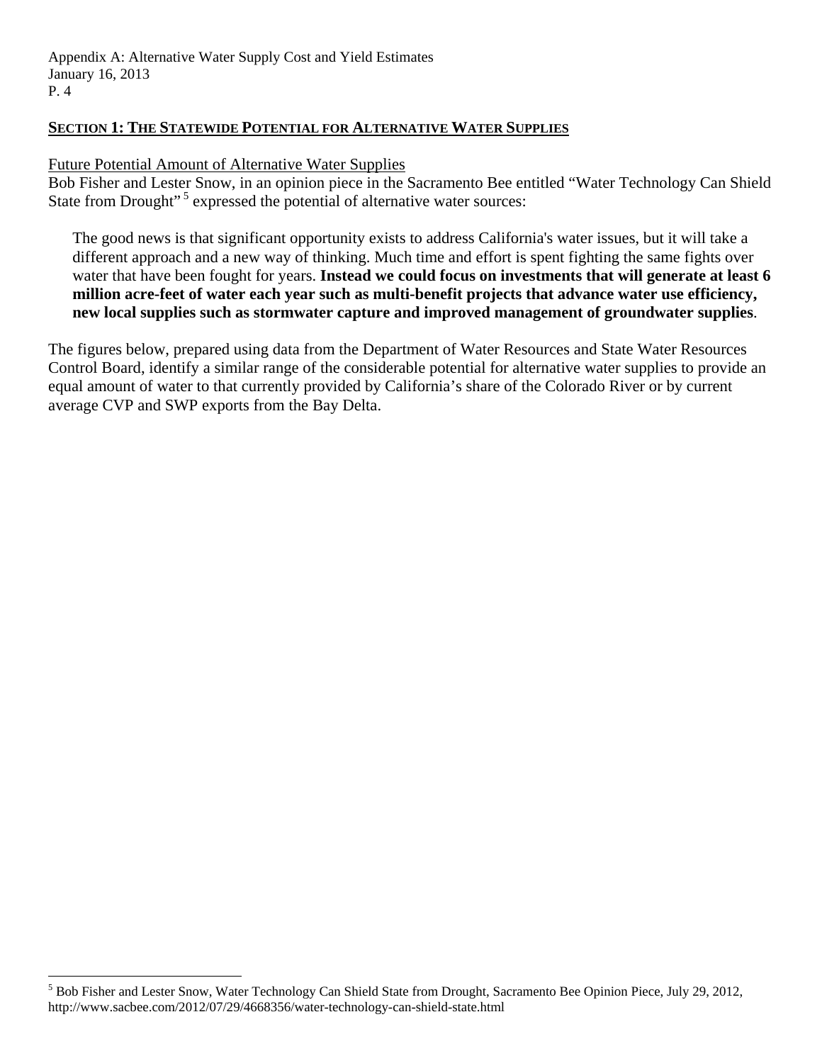## SECTION 1: THE STATEWIDE POTENTIAL FOR ALTERNATIVE WATER SUPPLIES

Future Potential Amount of Alternative Water Supplies

Bob Fisher and Lester Snow, in an opinion piece in the Sacramento Bee entitled "Water Technology Can Shield State from Drought"[5] expressed the potential of alternative water sources:

> The good news is that significant opportunity exists to address California's water issues, but it will take a different approach and a new way of thinking. Much time and effort is spent fighting the same fights over water that have been fought for years. **Instead we could focus on investments that will generate at least 6 million acre-feet of water each year such as multi-benefit projects that advance water use efficiency, new local supplies such as stormwater capture and improved management of groundwater supplies**.

The figures below, prepared using data from the Department of Water Resources and State Water Resources Control Board, identify a similar range of the considerable potential for alternative water supplies to provide an equal amount of water to that currently provided by California's share of the Colorado River or by current average CVP and SWP exports from the Bay Delta.

---

[5] Bob Fisher and Lester Snow, Water Technology Can Shield State from Drought, Sacramento Bee Opinion Piece, July 29, 2012, http://www.sacbee.com/2012/07/29/4668356/water-technology-can-shield-state.html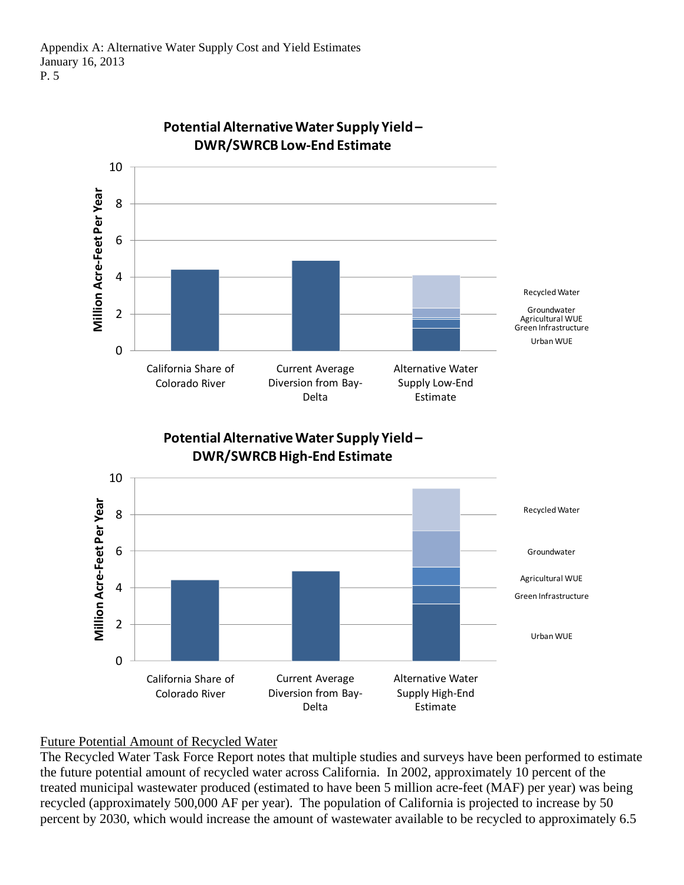**Potential Alternative Water Supply Yield – DWR/SWRCB Low-End Estimate**

Million Acre-Feet Per Year

10
8
6
4
2
0

California Share of Colorado River | Current Average Diversion from Bay-Delta | Alternative Water Supply Low-End Estimate

Recycled Water
Groundwater
Agricultural WUE
Green Infrastructure
Urban WUE

**Potential Alternative Water Supply Yield – DWR/SWRCB High-End Estimate**

Million Acre-Feet Per Year

10
8
6
4
2
0

California Share of Colorado River | Current Average Diversion from Bay-Delta | Alternative Water Supply High-End Estimate

Recycled Water
Groundwater
Agricultural WUE
Green Infrastructure
Urban WUE

<u>Future Potential Amount of Recycled Water</u>

The Recycled Water Task Force Report notes that multiple studies and surveys have been performed to estimate the future potential amount of recycled water across California. In 2002, approximately 10 percent of the treated municipal wastewater produced (estimated to have been 5 million acre-feet (MAF) per year) was being recycled (approximately 500,000 AF per year). The population of California is projected to increase by 50 percent by 2030, which would increase the amount of wastewater available to be recycled to approximately 6.5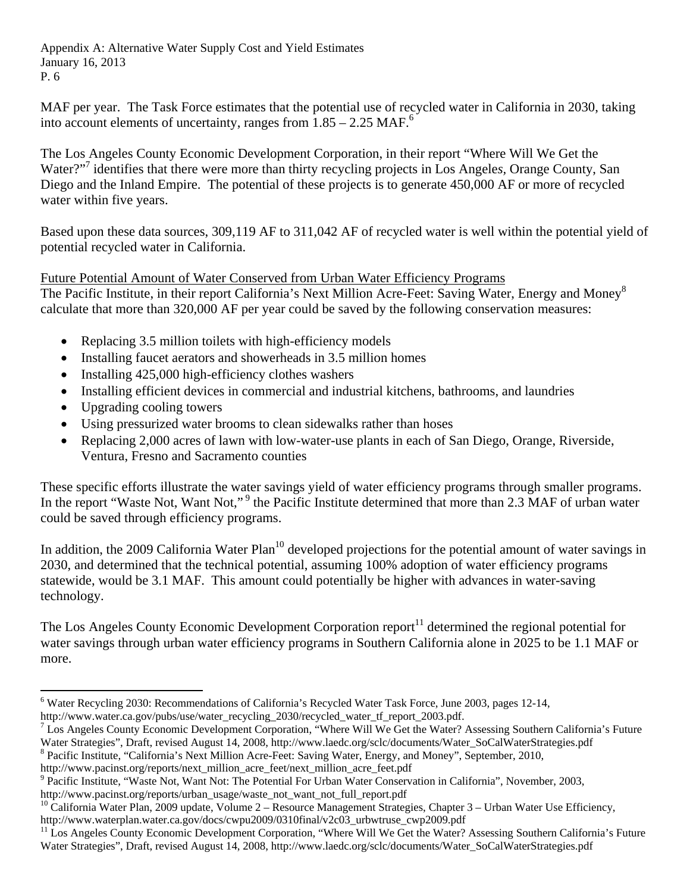MAF per year. The Task Force estimates that the potential use of recycled water in California in 2030, taking into account elements of uncertainty, ranges from 1.85 – 2.25 MAF.[6]

The Los Angeles County Economic Development Corporation, in their report "Where Will We Get the Water?"[7] identifies that there were more than thirty recycling projects in Los Angeles, Orange County, San Diego and the Inland Empire. The potential of these projects is to generate 450,000 AF or more of recycled water within five years.

Based upon these data sources, 309,119 AF to 311,042 AF of recycled water is well within the potential yield of potential recycled water in California.

Future Potential Amount of Water Conserved from Urban Water Efficiency Programs

The Pacific Institute, in their report California's Next Million Acre-Feet: Saving Water, Energy and Money[8] calculate that more than 320,000 AF per year could be saved by the following conservation measures:

- Replacing 3.5 million toilets with high-efficiency models
- Installing faucet aerators and showerheads in 3.5 million homes
- Installing 425,000 high-efficiency clothes washers
- Installing efficient devices in commercial and industrial kitchens, bathrooms, and laundries
- Upgrading cooling towers
- Using pressurized water brooms to clean sidewalks rather than hoses
- Replacing 2,000 acres of lawn with low-water-use plants in each of San Diego, Orange, Riverside, Ventura, Fresno and Sacramento counties

These specific efforts illustrate the water savings yield of water efficiency programs through smaller programs. In the report "Waste Not, Want Not,"[9] the Pacific Institute determined that more than 2.3 MAF of urban water could be saved through efficiency programs.

In addition, the 2009 California Water Plan[10] developed projections for the potential amount of water savings in 2030, and determined that the technical potential, assuming 100% adoption of water efficiency programs statewide, would be 3.1 MAF. This amount could potentially be higher with advances in water-saving technology.

The Los Angeles County Economic Development Corporation report[11] determined the regional potential for water savings through urban water efficiency programs in Southern California alone in 2025 to be 1.1 MAF or more.

---

[6] Water Recycling 2030: Recommendations of California's Recycled Water Task Force, June 2003, pages 12-14, http://www.water.ca.gov/pubs/use/water_recycling_2030/recycled_water_tf_report_2003.pdf.

[7] Los Angeles County Economic Development Corporation, "Where Will We Get the Water? Assessing Southern California's Future Water Strategies", Draft, revised August 14, 2008, http://www.laedc.org/sclc/documents/Water_SoCalWaterStrategies.pdf

[8] Pacific Institute, "California's Next Million Acre-Feet: Saving Water, Energy, and Money", September, 2010, http://www.pacinst.org/reports/next_million_acre_feet/next_million_acre_feet.pdf

[9] Pacific Institute, "Waste Not, Want Not: The Potential For Urban Water Conservation in California", November, 2003, http://www.pacinst.org/reports/urban_usage/waste_not_want_not_full_report.pdf

[10] California Water Plan, 2009 update, Volume 2 – Resource Management Strategies, Chapter 3 – Urban Water Use Efficiency, http://www.waterplan.water.ca.gov/docs/cwpu2009/0310final/v2c03_urbwtruse_cwp2009.pdf

[11] Los Angeles County Economic Development Corporation, "Where Will We Get the Water? Assessing Southern California's Future Water Strategies", Draft, revised August 14, 2008, http://www.laedc.org/sclc/documents/Water_SoCalWaterStrategies.pdf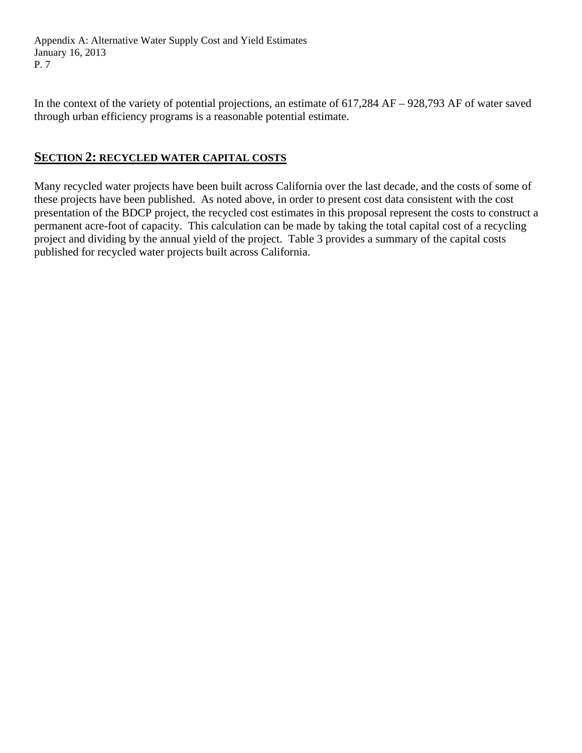In the context of the variety of potential projections, an estimate of 617,284 AF – 928,793 AF of water saved through urban efficiency programs is a reasonable potential estimate.

## SECTION 2: RECYCLED WATER CAPITAL COSTS

Many recycled water projects have been built across California over the last decade, and the costs of some of these projects have been published. As noted above, in order to present cost data consistent with the cost presentation of the BDCP project, the recycled cost estimates in this proposal represent the costs to construct a permanent acre-foot of capacity. This calculation can be made by taking the total capital cost of a recycling project and dividing by the annual yield of the project. Table 3 provides a summary of the capital costs published for recycled water projects built across California.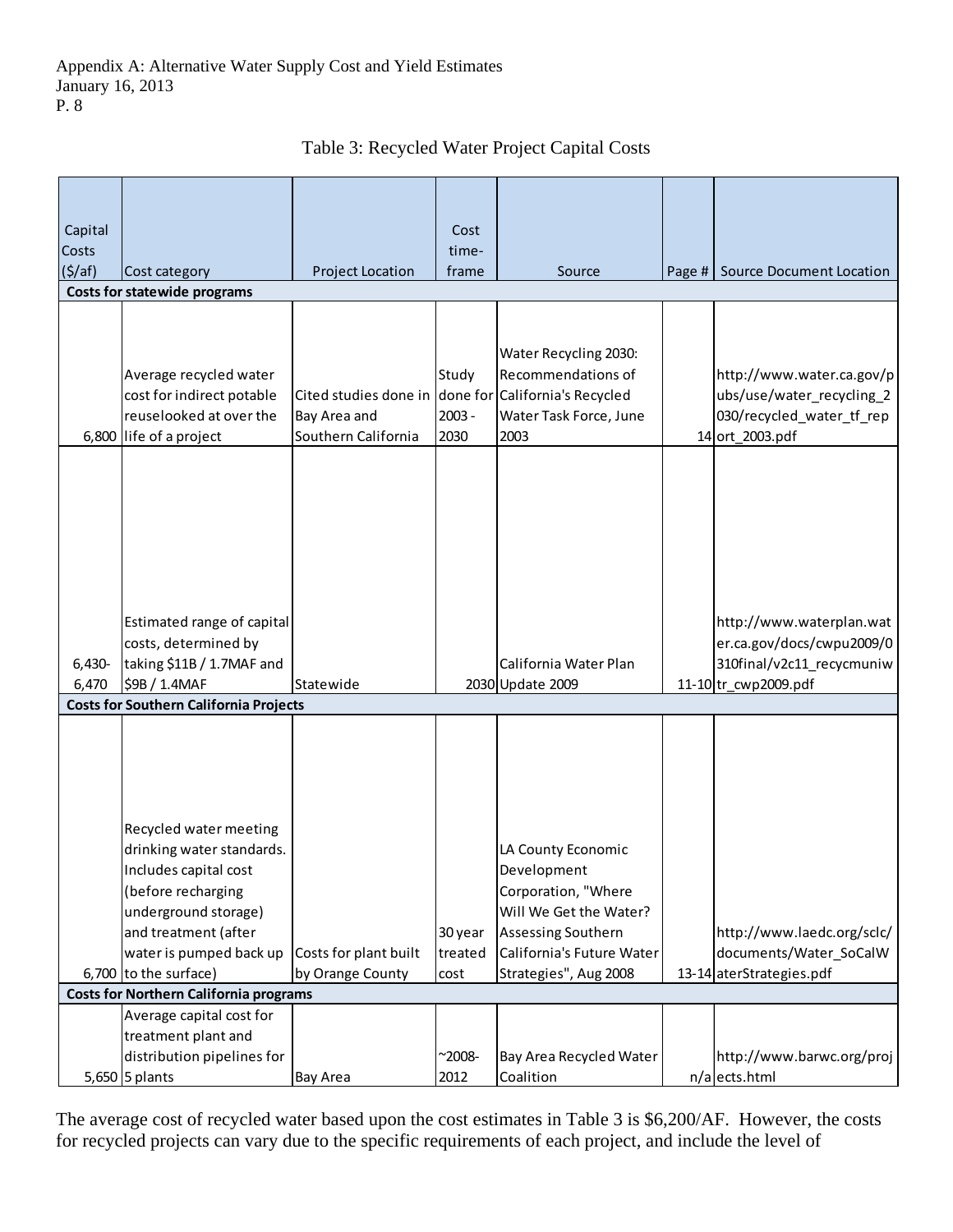Appendix A: Alternative Water Supply Cost and Yield Estimates
January 16, 2013

Table 3: Recycled Water Project Capital Costs

| Capital Costs ($/af) | Cost category | Project Location | Cost time-frame | Source | Page # | Source Document Location |
|---|---|---|---|---|---|---|
| **Costs for statewide programs** | | | | | | |
| 6,800 | Average recycled water cost for indirect potable reuselooked at over the life of a project | Cited studies done in Bay Area and Southern California | Study done for 2003 - 2030 | Water Recycling 2030: Recommendations of California's Recycled Water Task Force, June 2003 | 14 | http://www.water.ca.gov/pubs/use/water_recycling_2030/recycled_water_tf_report_2003.pdf |
| 6,430-6,470 | Estimated range of capital costs, determined by taking $11B / 1.7MAF and $9B / 1.4MAF | Statewide | 2030 | California Water Plan Update 2009 | 11-10 | http://www.waterplan.water.ca.gov/docs/cwpu2009/0310final/v2c11_recycmuniwtr_cwp2009.pdf |
| **Costs for Southern California Projects** | | | | | | |
| 6,700 | Recycled water meeting drinking water standards. Includes capital cost (before recharging underground storage) and treatment (after water is pumped back up to the surface) | Costs for plant built by Orange County | 30 year treated cost | LA County Economic Development Corporation, "Where Will We Get the Water? Assessing Southern California's Future Water Strategies", Aug 2008 | 13-14 | http://www.laedc.org/sclc/documents/Water_SoCalWaterStrategies.pdf |
| **Costs for Northern California programs** | | | | | | |
| 5,650 | Average capital cost for treatment plant and distribution pipelines for 5 plants | Bay Area | ~2008-2012 | Bay Area Recycled Water Coalition | n/a | http://www.barwc.org/projects.html |

The average cost of recycled water based upon the cost estimates in Table 3 is $6,200/AF. However, the costs for recycled projects can vary due to the specific requirements of each project, and include the level of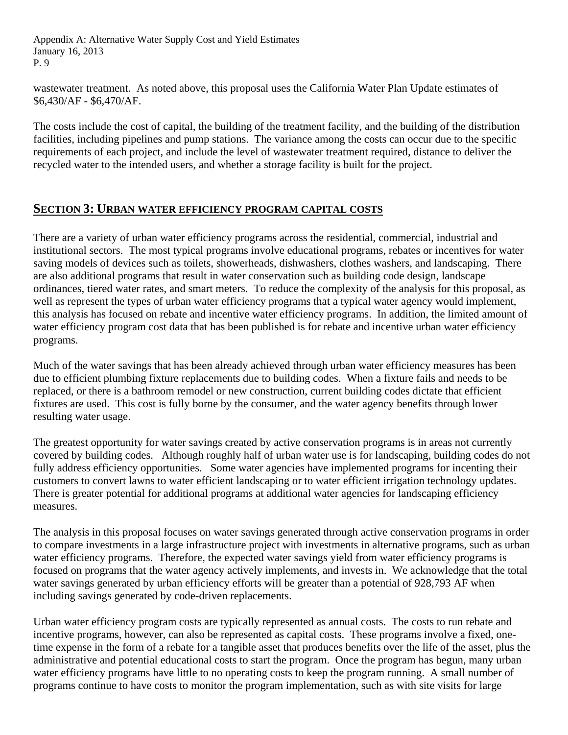wastewater treatment. As noted above, this proposal uses the California Water Plan Update estimates of $6,430/AF - $6,470/AF.

The costs include the cost of capital, the building of the treatment facility, and the building of the distribution facilities, including pipelines and pump stations. The variance among the costs can occur due to the specific requirements of each project, and include the level of wastewater treatment required, distance to deliver the recycled water to the intended users, and whether a storage facility is built for the project.

## SECTION 3: URBAN WATER EFFICIENCY PROGRAM CAPITAL COSTS

There are a variety of urban water efficiency programs across the residential, commercial, industrial and institutional sectors. The most typical programs involve educational programs, rebates or incentives for water saving models of devices such as toilets, showerheads, dishwashers, clothes washers, and landscaping. There are also additional programs that result in water conservation such as building code design, landscape ordinances, tiered water rates, and smart meters. To reduce the complexity of the analysis for this proposal, as well as represent the types of urban water efficiency programs that a typical water agency would implement, this analysis has focused on rebate and incentive water efficiency programs. In addition, the limited amount of water efficiency program cost data that has been published is for rebate and incentive urban water efficiency programs.

Much of the water savings that has been already achieved through urban water efficiency measures has been due to efficient plumbing fixture replacements due to building codes. When a fixture fails and needs to be replaced, or there is a bathroom remodel or new construction, current building codes dictate that efficient fixtures are used. This cost is fully borne by the consumer, and the water agency benefits through lower resulting water usage.

The greatest opportunity for water savings created by active conservation programs is in areas not currently covered by building codes. Although roughly half of urban water use is for landscaping, building codes do not fully address efficiency opportunities. Some water agencies have implemented programs for incenting their customers to convert lawns to water efficient landscaping or to water efficient irrigation technology updates. There is greater potential for additional programs at additional water agencies for landscaping efficiency measures.

The analysis in this proposal focuses on water savings generated through active conservation programs in order to compare investments in a large infrastructure project with investments in alternative programs, such as urban water efficiency programs. Therefore, the expected water savings yield from water efficiency programs is focused on programs that the water agency actively implements, and invests in. We acknowledge that the total water savings generated by urban efficiency efforts will be greater than a potential of 928,793 AF when including savings generated by code-driven replacements.

Urban water efficiency program costs are typically represented as annual costs. The costs to run rebate and incentive programs, however, can also be represented as capital costs. These programs involve a fixed, one-time expense in the form of a rebate for a tangible asset that produces benefits over the life of the asset, plus the administrative and potential educational costs to start the program. Once the program has begun, many urban water efficiency programs have little to no operating costs to keep the program running. A small number of programs continue to have costs to monitor the program implementation, such as with site visits for large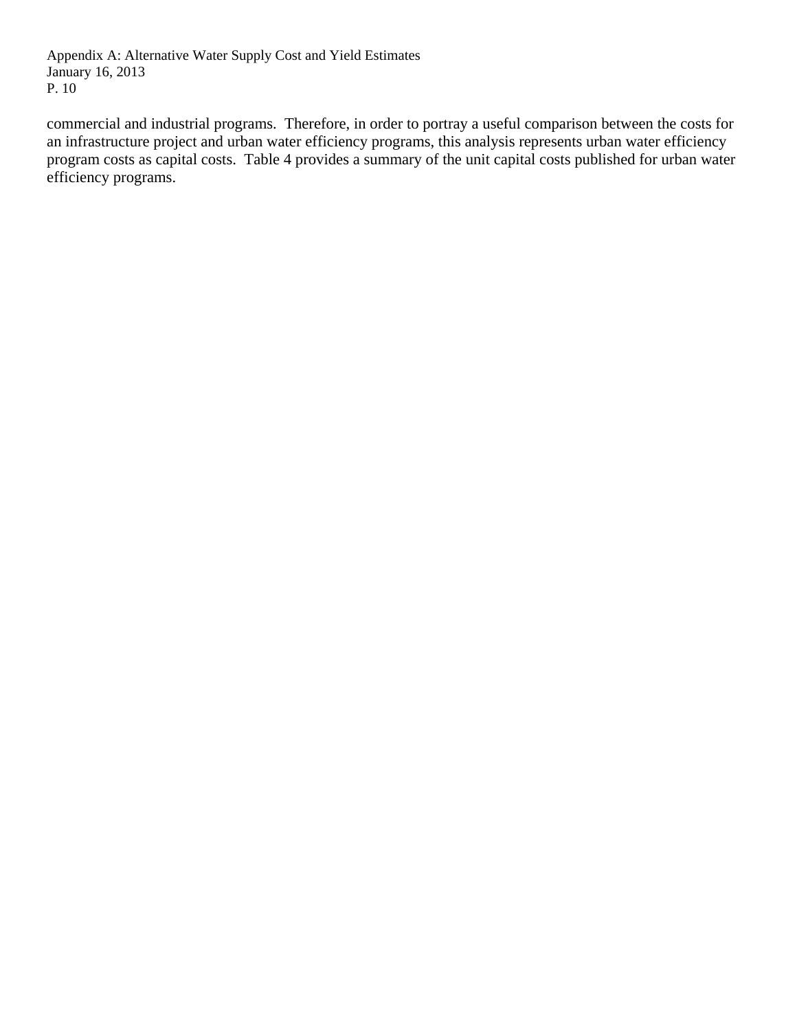commercial and industrial programs.  Therefore, in order to portray a useful comparison between the costs for an infrastructure project and urban water efficiency programs, this analysis represents urban water efficiency program costs as capital costs.  Table 4 provides a summary of the unit capital costs published for urban water efficiency programs.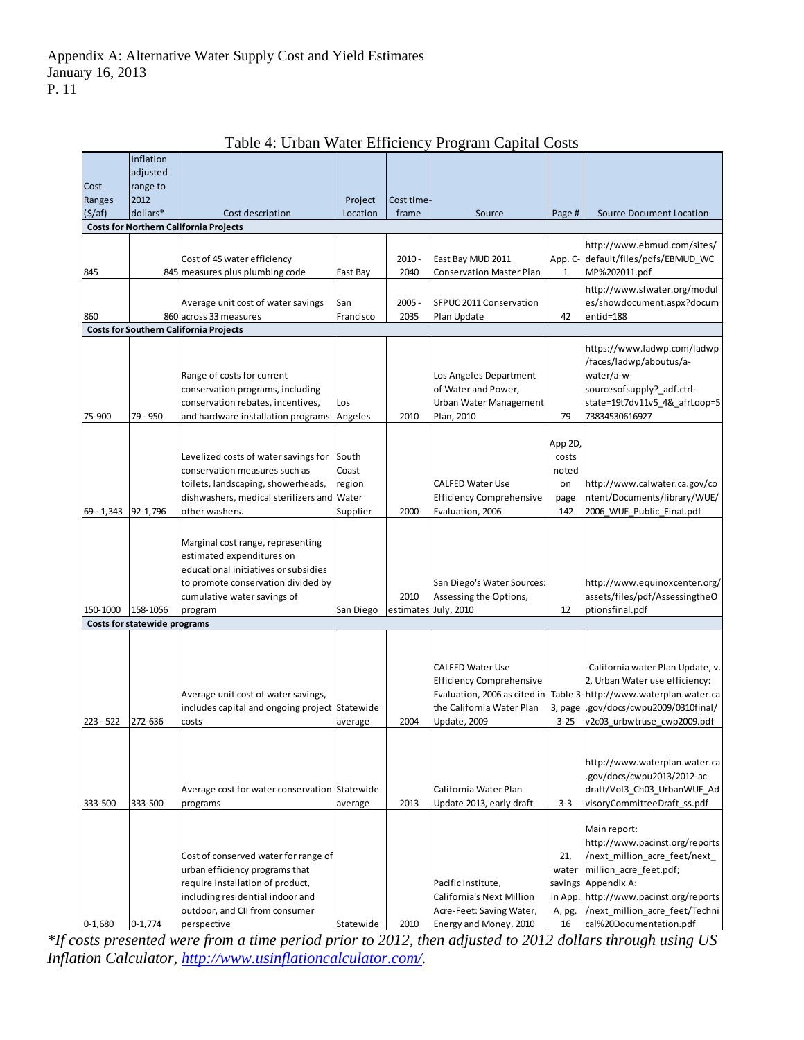Appendix A: Alternative Water Supply Cost and Yield Estimates
January 16, 2013
P. 11

Table 4: Urban Water Efficiency Program Capital Costs

| Cost Ranges ($/af) | Inflation adjusted range to 2012 dollars* | Cost description | Project Location | Cost time-frame | Source | Page # | Source Document Location |
|---|---|---|---|---|---|---|---|
| **Costs for Northern California Projects** | | | | | | | |
| 845 | 845 | Cost of 45 water efficiency measures plus plumbing code | East Bay | 2010 - 2040 | East Bay MUD 2011 Conservation Master Plan | App. C-1 | http://www.ebmud.com/sites/default/files/pdfs/EBMUD_WCMP%202011.pdf |
| 860 | 860 | Average unit cost of water savings across 33 measures | San Francisco | 2005 - 2035 | SFPUC 2011 Conservation Plan Update | 42 | http://www.sfwater.org/modules/showdocument.aspx?documentid=188 |
| **Costs for Southern California Projects** | | | | | | | |
| 75-900 | 79 - 950 | Range of costs for current conservation programs, including conservation rebates, incentives, and hardware installation programs | Los Angeles | 2010 | Los Angeles Department of Water and Power, Urban Water Management Plan, 2010 | 79 | https://www.ladwp.com/ladwp/faces/ladwp/aboutus/a-water/a-w-sourcesofsupply?_adf.ctrl-state=19t7dv11v5_4&_afrLoop=573834530616927 |
| 69 - 1,343 | 92-1,796 | Levelized costs of water savings for conservation measures such as toilets, landscaping, showerheads, dishwashers, medical sterilizers and other washers. | South Coast region Water Supplier | 2000 | CALFED Water Use Efficiency Comprehensive Evaluation, 2006 | App 2D, costs noted on page 142 | http://www.calwater.ca.gov/content/Documents/library/WUE/2006_WUE_Public_Final.pdf |
| 150-1000 | 158-1056 | Marginal cost range, representing estimated expenditures on educational initiatives or subsidies to promote conservation divided by cumulative water savings of program | San Diego | 2010 estimates | San Diego's Water Sources: Assessing the Options, July, 2010 | 12 | http://www.equinoxcenter.org/assets/files/pdf/AssessingtheOptionsfinal.pdf |
| **Costs for statewide programs** | | | | | | | |
| 223 - 522 | 272-636 | Average unit cost of water savings, includes capital and ongoing project costs | Statewide average | 2004 | CALFED Water Use Efficiency Comprehensive Evaluation, 2006 as cited in the California Water Plan Update, 2009 | Table 3-3, page 3-25 | -California water Plan Update, v. 2, Urban Water use efficiency: http://www.waterplan.water.ca.gov/docs/cwpu2009/0310final/v2c03_urbwtruse_cwp2009.pdf |
| 333-500 | 333-500 | Average cost for water conservation programs | Statewide average | 2013 | California Water Plan Update 2013, early draft | 3-3 | http://www.waterplan.water.ca.gov/docs/cwpu2013/2012-ac-draft/Vol3_Ch03_UrbanWUE_AdvisoryCommitteeDraft_ss.pdf |
| 0-1,680 | 0-1,774 | Cost of conserved water for range of urban efficiency programs that require installation of product, including residential indoor and outdoor, and CII from consumer perspective | Statewide | 2010 | Pacific Institute, California's Next Million Acre-Feet: Saving Water, Energy and Money, 2010 | 21, water savings in App. A, pg. 16 | Main report: http://www.pacinst.org/reports/next_million_acre_feet/next_million_acre_feet.pdf; Appendix A: http://www.pacinst.org/reports/next_million_acre_feet/Technical%20Documentation.pdf |

*\*If costs presented were from a time period prior to 2012, then adjusted to 2012 dollars through using US Inflation Calculator, http://www.usinflationcalculator.com/.*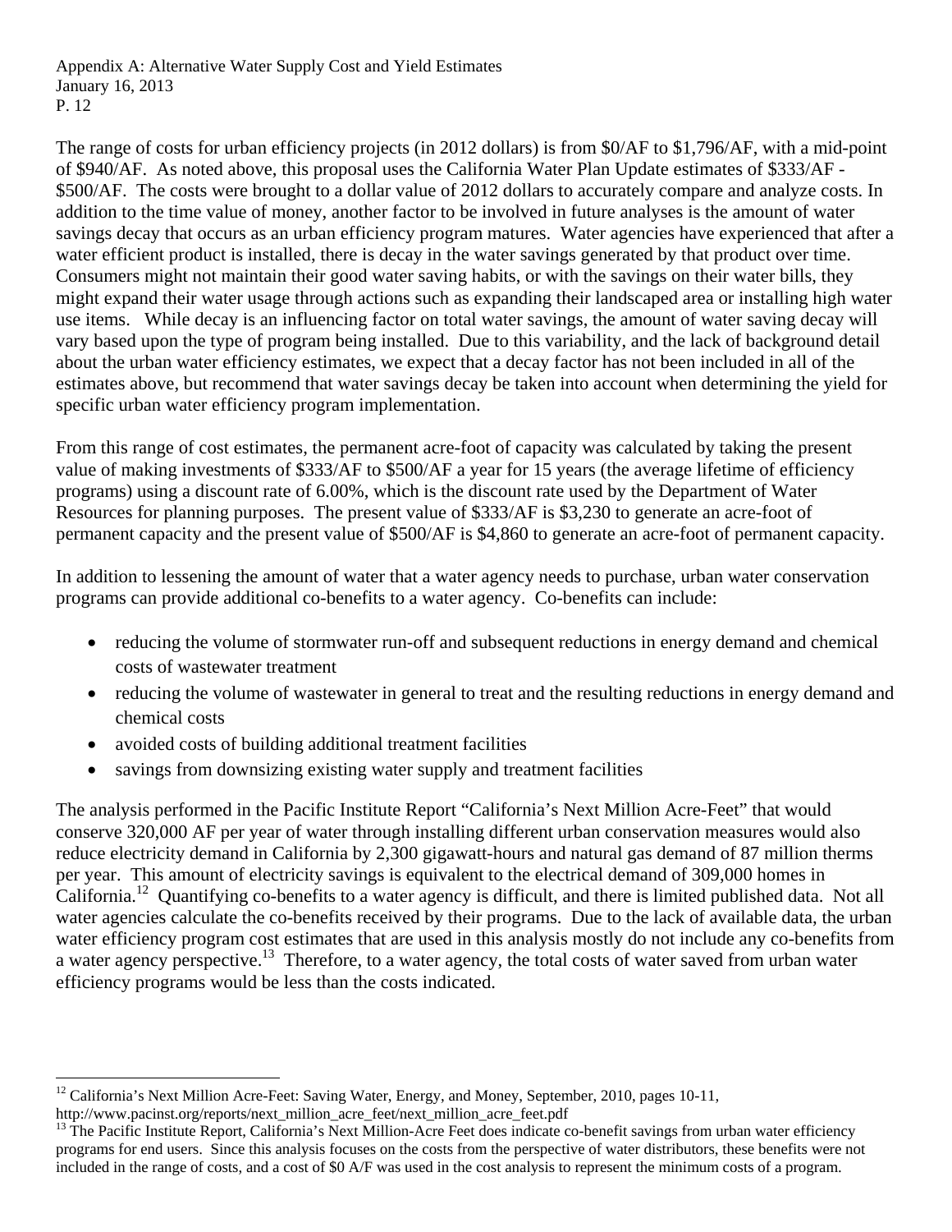The range of costs for urban efficiency projects (in 2012 dollars) is from $0/AF to $1,796/AF, with a mid-point of $940/AF. As noted above, this proposal uses the California Water Plan Update estimates of $333/AF - $500/AF. The costs were brought to a dollar value of 2012 dollars to accurately compare and analyze costs. In addition to the time value of money, another factor to be involved in future analyses is the amount of water savings decay that occurs as an urban efficiency program matures. Water agencies have experienced that after a water efficient product is installed, there is decay in the water savings generated by that product over time. Consumers might not maintain their good water saving habits, or with the savings on their water bills, they might expand their water usage through actions such as expanding their landscaped area or installing high water use items. While decay is an influencing factor on total water savings, the amount of water saving decay will vary based upon the type of program being installed. Due to this variability, and the lack of background detail about the urban water efficiency estimates, we expect that a decay factor has not been included in all of the estimates above, but recommend that water savings decay be taken into account when determining the yield for specific urban water efficiency program implementation.

From this range of cost estimates, the permanent acre-foot of capacity was calculated by taking the present value of making investments of $333/AF to $500/AF a year for 15 years (the average lifetime of efficiency programs) using a discount rate of 6.00%, which is the discount rate used by the Department of Water Resources for planning purposes. The present value of $333/AF is $3,230 to generate an acre-foot of permanent capacity and the present value of $500/AF is $4,860 to generate an acre-foot of permanent capacity.

In addition to lessening the amount of water that a water agency needs to purchase, urban water conservation programs can provide additional co-benefits to a water agency. Co-benefits can include:

- reducing the volume of stormwater run-off and subsequent reductions in energy demand and chemical costs of wastewater treatment
- reducing the volume of wastewater in general to treat and the resulting reductions in energy demand and chemical costs
- avoided costs of building additional treatment facilities
- savings from downsizing existing water supply and treatment facilities

The analysis performed in the Pacific Institute Report "California's Next Million Acre-Feet" that would conserve 320,000 AF per year of water through installing different urban conservation measures would also reduce electricity demand in California by 2,300 gigawatt-hours and natural gas demand of 87 million therms per year. This amount of electricity savings is equivalent to the electrical demand of 309,000 homes in California.[12] Quantifying co-benefits to a water agency is difficult, and there is limited published data. Not all water agencies calculate the co-benefits received by their programs. Due to the lack of available data, the urban water efficiency program cost estimates that are used in this analysis mostly do not include any co-benefits from a water agency perspective.[13] Therefore, to a water agency, the total costs of water saved from urban water efficiency programs would be less than the costs indicated.

[12] California's Next Million Acre-Feet: Saving Water, Energy, and Money, September, 2010, pages 10-11, http://www.pacinst.org/reports/next_million_acre_feet/next_million_acre_feet.pdf

[13] The Pacific Institute Report, California's Next Million-Acre Feet does indicate co-benefit savings from urban water efficiency programs for end users. Since this analysis focuses on the costs from the perspective of water distributors, these benefits were not included in the range of costs, and a cost of $0 A/F was used in the cost analysis to represent the minimum costs of a program.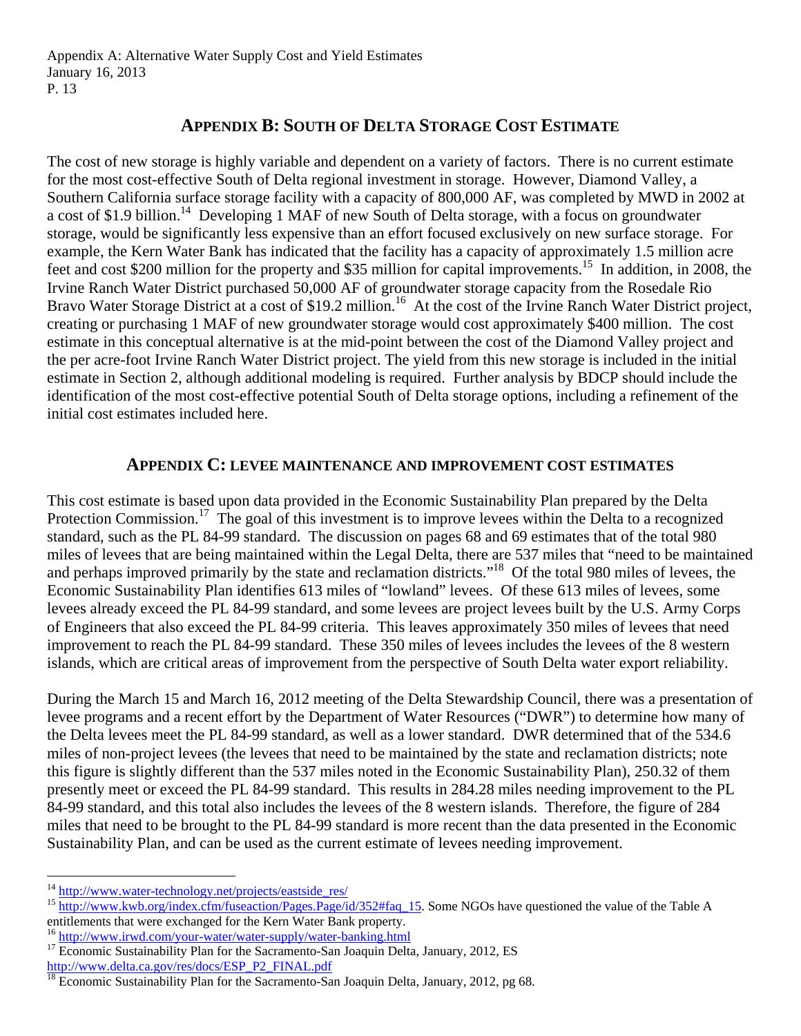## APPENDIX B: SOUTH OF DELTA STORAGE COST ESTIMATE

The cost of new storage is highly variable and dependent on a variety of factors. There is no current estimate for the most cost-effective South of Delta regional investment in storage. However, Diamond Valley, a Southern California surface storage facility with a capacity of 800,000 AF, was completed by MWD in 2002 at a cost of $1.9 billion.[14] Developing 1 MAF of new South of Delta storage, with a focus on groundwater storage, would be significantly less expensive than an effort focused exclusively on new surface storage. For example, the Kern Water Bank has indicated that the facility has a capacity of approximately 1.5 million acre feet and cost $200 million for the property and $35 million for capital improvements.[15] In addition, in 2008, the Irvine Ranch Water District purchased 50,000 AF of groundwater storage capacity from the Rosedale Rio Bravo Water Storage District at a cost of $19.2 million.[16] At the cost of the Irvine Ranch Water District project, creating or purchasing 1 MAF of new groundwater storage would cost approximately $400 million. The cost estimate in this conceptual alternative is at the mid-point between the cost of the Diamond Valley project and the per acre-foot Irvine Ranch Water District project. The yield from this new storage is included in the initial estimate in Section 2, although additional modeling is required. Further analysis by BDCP should include the identification of the most cost-effective potential South of Delta storage options, including a refinement of the initial cost estimates included here.

## APPENDIX C: LEVEE MAINTENANCE AND IMPROVEMENT COST ESTIMATES

This cost estimate is based upon data provided in the Economic Sustainability Plan prepared by the Delta Protection Commission.[17] The goal of this investment is to improve levees within the Delta to a recognized standard, such as the PL 84-99 standard. The discussion on pages 68 and 69 estimates that of the total 980 miles of levees that are being maintained within the Legal Delta, there are 537 miles that "need to be maintained and perhaps improved primarily by the state and reclamation districts."[18] Of the total 980 miles of levees, the Economic Sustainability Plan identifies 613 miles of "lowland" levees. Of these 613 miles of levees, some levees already exceed the PL 84-99 standard, and some levees are project levees built by the U.S. Army Corps of Engineers that also exceed the PL 84-99 criteria. This leaves approximately 350 miles of levees that need improvement to reach the PL 84-99 standard. These 350 miles of levees includes the levees of the 8 western islands, which are critical areas of improvement from the perspective of South Delta water export reliability.

During the March 15 and March 16, 2012 meeting of the Delta Stewardship Council, there was a presentation of levee programs and a recent effort by the Department of Water Resources ("DWR") to determine how many of the Delta levees meet the PL 84-99 standard, as well as a lower standard. DWR determined that of the 534.6 miles of non-project levees (the levees that need to be maintained by the state and reclamation districts; note this figure is slightly different than the 537 miles noted in the Economic Sustainability Plan), 250.32 of them presently meet or exceed the PL 84-99 standard. This results in 284.28 miles needing improvement to the PL 84-99 standard, and this total also includes the levees of the 8 western islands. Therefore, the figure of 284 miles that need to be brought to the PL 84-99 standard is more recent than the data presented in the Economic Sustainability Plan, and can be used as the current estimate of levees needing improvement.

---

[14] http://www.water-technology.net/projects/eastside_res/

[15] http://www.kwb.org/index.cfm/fuseaction/Pages.Page/id/352#faq_15. Some NGOs have questioned the value of the Table A entitlements that were exchanged for the Kern Water Bank property.

[16] http://www.irwd.com/your-water/water-supply/water-banking.html

[17] Economic Sustainability Plan for the Sacramento-San Joaquin Delta, January, 2012, ES http://www.delta.ca.gov/res/docs/ESP_P2_FINAL.pdf

[18] Economic Sustainability Plan for the Sacramento-San Joaquin Delta, January, 2012, pg 68.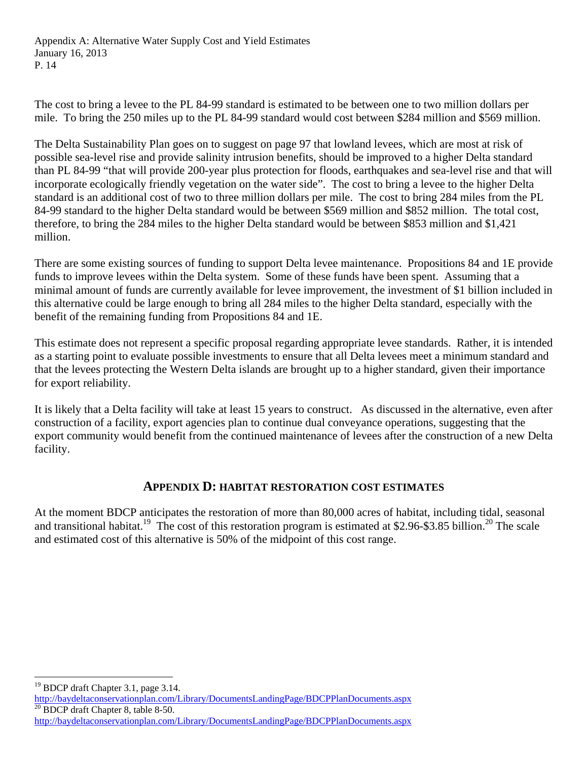The cost to bring a levee to the PL 84-99 standard is estimated to be between one to two million dollars per mile. To bring the 250 miles up to the PL 84-99 standard would cost between $284 million and $569 million.

The Delta Sustainability Plan goes on to suggest on page 97 that lowland levees, which are most at risk of possible sea-level rise and provide salinity intrusion benefits, should be improved to a higher Delta standard than PL 84-99 "that will provide 200-year plus protection for floods, earthquakes and sea-level rise and that will incorporate ecologically friendly vegetation on the water side". The cost to bring a levee to the higher Delta standard is an additional cost of two to three million dollars per mile. The cost to bring 284 miles from the PL 84-99 standard to the higher Delta standard would be between $569 million and $852 million. The total cost, therefore, to bring the 284 miles to the higher Delta standard would be between $853 million and $1,421 million.

There are some existing sources of funding to support Delta levee maintenance. Propositions 84 and 1E provide funds to improve levees within the Delta system. Some of these funds have been spent. Assuming that a minimal amount of funds are currently available for levee improvement, the investment of $1 billion included in this alternative could be large enough to bring all 284 miles to the higher Delta standard, especially with the benefit of the remaining funding from Propositions 84 and 1E.

This estimate does not represent a specific proposal regarding appropriate levee standards. Rather, it is intended as a starting point to evaluate possible investments to ensure that all Delta levees meet a minimum standard and that the levees protecting the Western Delta islands are brought up to a higher standard, given their importance for export reliability.

It is likely that a Delta facility will take at least 15 years to construct. As discussed in the alternative, even after construction of a facility, export agencies plan to continue dual conveyance operations, suggesting that the export community would benefit from the continued maintenance of levees after the construction of a new Delta facility.

## APPENDIX D: HABITAT RESTORATION COST ESTIMATES

At the moment BDCP anticipates the restoration of more than 80,000 acres of habitat, including tidal, seasonal and transitional habitat.[19] The cost of this restoration program is estimated at $2.96-$3.85 billion.[20] The scale and estimated cost of this alternative is 50% of the midpoint of this cost range.

---

[19] BDCP draft Chapter 3.1, page 3.14.
http://baydeltaconservationplan.com/Library/DocumentsLandingPage/BDCPPlanDocuments.aspx

[20] BDCP draft Chapter 8, table 8-50.
http://baydeltaconservationplan.com/Library/DocumentsLandingPage/BDCPPlanDocuments.aspx